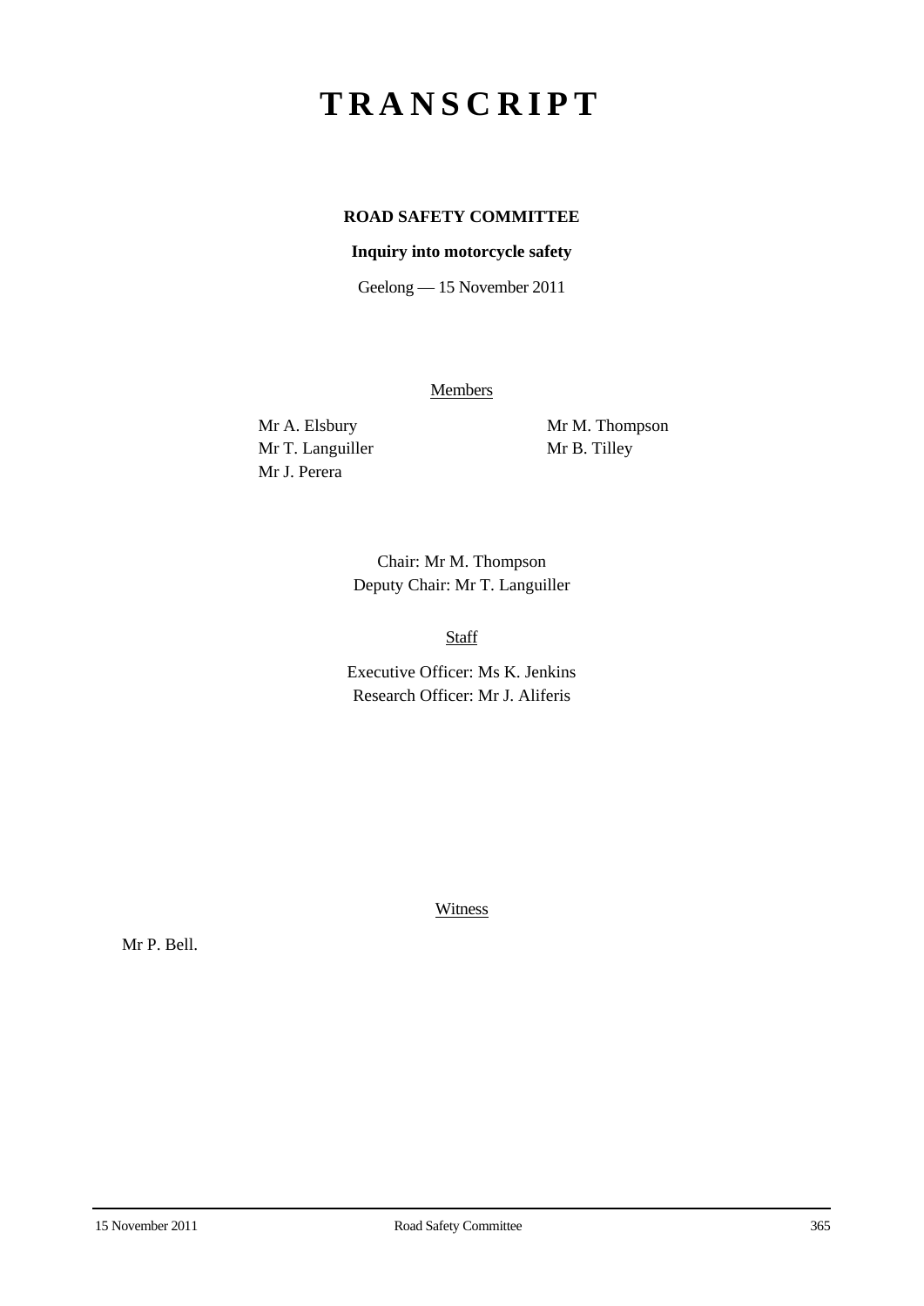# TRANSCRIPT

**ROAD SAFETY COMMITTEE**

**Inquiry into motorcycle safety**

Geelong — 15 November 2011

Members

Mr A. Elsbury
Mr T. Languiller
Mr J. Perera
Mr M. Thompson
Mr B. Tilley

Chair: Mr M. Thompson
Deputy Chair: Mr T. Languiller

Staff

Executive Officer: Ms K. Jenkins
Research Officer: Mr J. Aliferis

Witness

Mr P. Bell.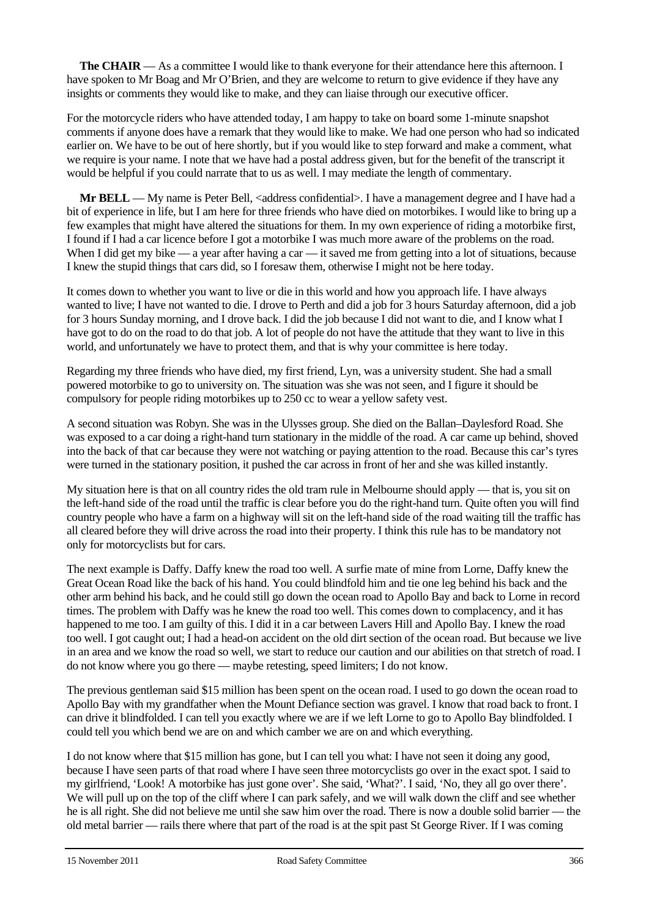**The CHAIR** — As a committee I would like to thank everyone for their attendance here this afternoon. I have spoken to Mr Boag and Mr O'Brien, and they are welcome to return to give evidence if they have any insights or comments they would like to make, and they can liaise through our executive officer.

For the motorcycle riders who have attended today, I am happy to take on board some 1-minute snapshot comments if anyone does have a remark that they would like to make. We had one person who had so indicated earlier on. We have to be out of here shortly, but if you would like to step forward and make a comment, what we require is your name. I note that we have had a postal address given, but for the benefit of the transcript it would be helpful if you could narrate that to us as well. I may mediate the length of commentary.

**Mr BELL** — My name is Peter Bell, <address confidential>. I have a management degree and I have had a bit of experience in life, but I am here for three friends who have died on motorbikes. I would like to bring up a few examples that might have altered the situations for them. In my own experience of riding a motorbike first, I found if I had a car licence before I got a motorbike I was much more aware of the problems on the road. When I did get my bike — a year after having a car — it saved me from getting into a lot of situations, because I knew the stupid things that cars did, so I foresaw them, otherwise I might not be here today.

It comes down to whether you want to live or die in this world and how you approach life. I have always wanted to live; I have not wanted to die. I drove to Perth and did a job for 3 hours Saturday afternoon, did a job for 3 hours Sunday morning, and I drove back. I did the job because I did not want to die, and I know what I have got to do on the road to do that job. A lot of people do not have the attitude that they want to live in this world, and unfortunately we have to protect them, and that is why your committee is here today.

Regarding my three friends who have died, my first friend, Lyn, was a university student. She had a small powered motorbike to go to university on. The situation was she was not seen, and I figure it should be compulsory for people riding motorbikes up to 250 cc to wear a yellow safety vest.

A second situation was Robyn. She was in the Ulysses group. She died on the Ballan–Daylesford Road. She was exposed to a car doing a right-hand turn stationary in the middle of the road. A car came up behind, shoved into the back of that car because they were not watching or paying attention to the road. Because this car's tyres were turned in the stationary position, it pushed the car across in front of her and she was killed instantly.

My situation here is that on all country rides the old tram rule in Melbourne should apply — that is, you sit on the left-hand side of the road until the traffic is clear before you do the right-hand turn. Quite often you will find country people who have a farm on a highway will sit on the left-hand side of the road waiting till the traffic has all cleared before they will drive across the road into their property. I think this rule has to be mandatory not only for motorcyclists but for cars.

The next example is Daffy. Daffy knew the road too well. A surfie mate of mine from Lorne, Daffy knew the Great Ocean Road like the back of his hand. You could blindfold him and tie one leg behind his back and the other arm behind his back, and he could still go down the ocean road to Apollo Bay and back to Lorne in record times. The problem with Daffy was he knew the road too well. This comes down to complacency, and it has happened to me too. I am guilty of this. I did it in a car between Lavers Hill and Apollo Bay. I knew the road too well. I got caught out; I had a head-on accident on the old dirt section of the ocean road. But because we live in an area and we know the road so well, we start to reduce our caution and our abilities on that stretch of road. I do not know where you go there — maybe retesting, speed limiters; I do not know.

The previous gentleman said $15 million has been spent on the ocean road. I used to go down the ocean road to Apollo Bay with my grandfather when the Mount Defiance section was gravel. I know that road back to front. I can drive it blindfolded. I can tell you exactly where we are if we left Lorne to go to Apollo Bay blindfolded. I could tell you which bend we are on and which camber we are on and which everything.

I do not know where that $15 million has gone, but I can tell you what: I have not seen it doing any good, because I have seen parts of that road where I have seen three motorcyclists go over in the exact spot. I said to my girlfriend, 'Look! A motorbike has just gone over'. She said, 'What?'. I said, 'No, they all go over there'. We will pull up on the top of the cliff where I can park safely, and we will walk down the cliff and see whether he is all right. She did not believe me until she saw him over the road. There is now a double solid barrier — the old metal barrier — rails there where that part of the road is at the spit past St George River. If I was coming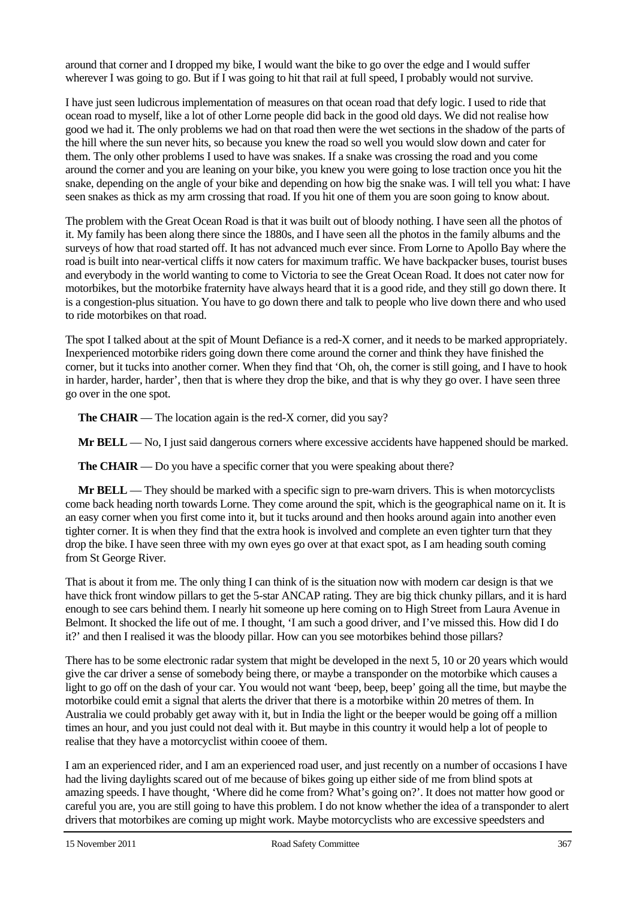around that corner and I dropped my bike, I would want the bike to go over the edge and I would suffer wherever I was going to go. But if I was going to hit that rail at full speed, I probably would not survive.

I have just seen ludicrous implementation of measures on that ocean road that defy logic. I used to ride that ocean road to myself, like a lot of other Lorne people did back in the good old days. We did not realise how good we had it. The only problems we had on that road then were the wet sections in the shadow of the parts of the hill where the sun never hits, so because you knew the road so well you would slow down and cater for them. The only other problems I used to have was snakes. If a snake was crossing the road and you come around the corner and you are leaning on your bike, you knew you were going to lose traction once you hit the snake, depending on the angle of your bike and depending on how big the snake was. I will tell you what: I have seen snakes as thick as my arm crossing that road. If you hit one of them you are soon going to know about.

The problem with the Great Ocean Road is that it was built out of bloody nothing. I have seen all the photos of it. My family has been along there since the 1880s, and I have seen all the photos in the family albums and the surveys of how that road started off. It has not advanced much ever since. From Lorne to Apollo Bay where the road is built into near-vertical cliffs it now caters for maximum traffic. We have backpacker buses, tourist buses and everybody in the world wanting to come to Victoria to see the Great Ocean Road. It does not cater now for motorbikes, but the motorbike fraternity have always heard that it is a good ride, and they still go down there. It is a congestion-plus situation. You have to go down there and talk to people who live down there and who used to ride motorbikes on that road.

The spot I talked about at the spit of Mount Defiance is a red-X corner, and it needs to be marked appropriately. Inexperienced motorbike riders going down there come around the corner and think they have finished the corner, but it tucks into another corner. When they find that 'Oh, oh, the corner is still going, and I have to hook in harder, harder, harder', then that is where they drop the bike, and that is why they go over. I have seen three go over in the one spot.

**The CHAIR** — The location again is the red-X corner, did you say?

**Mr BELL** — No, I just said dangerous corners where excessive accidents have happened should be marked.

**The CHAIR** — Do you have a specific corner that you were speaking about there?

**Mr BELL** — They should be marked with a specific sign to pre-warn drivers. This is when motorcyclists come back heading north towards Lorne. They come around the spit, which is the geographical name on it. It is an easy corner when you first come into it, but it tucks around and then hooks around again into another even tighter corner. It is when they find that the extra hook is involved and complete an even tighter turn that they drop the bike. I have seen three with my own eyes go over at that exact spot, as I am heading south coming from St George River.

That is about it from me. The only thing I can think of is the situation now with modern car design is that we have thick front window pillars to get the 5-star ANCAP rating. They are big thick chunky pillars, and it is hard enough to see cars behind them. I nearly hit someone up here coming on to High Street from Laura Avenue in Belmont. It shocked the life out of me. I thought, 'I am such a good driver, and I've missed this. How did I do it?' and then I realised it was the bloody pillar. How can you see motorbikes behind those pillars?

There has to be some electronic radar system that might be developed in the next 5, 10 or 20 years which would give the car driver a sense of somebody being there, or maybe a transponder on the motorbike which causes a light to go off on the dash of your car. You would not want 'beep, beep, beep' going all the time, but maybe the motorbike could emit a signal that alerts the driver that there is a motorbike within 20 metres of them. In Australia we could probably get away with it, but in India the light or the beeper would be going off a million times an hour, and you just could not deal with it. But maybe in this country it would help a lot of people to realise that they have a motorcyclist within cooee of them.

I am an experienced rider, and I am an experienced road user, and just recently on a number of occasions I have had the living daylights scared out of me because of bikes going up either side of me from blind spots at amazing speeds. I have thought, 'Where did he come from? What's going on?'. It does not matter how good or careful you are, you are still going to have this problem. I do not know whether the idea of a transponder to alert drivers that motorbikes are coming up might work. Maybe motorcyclists who are excessive speedsters and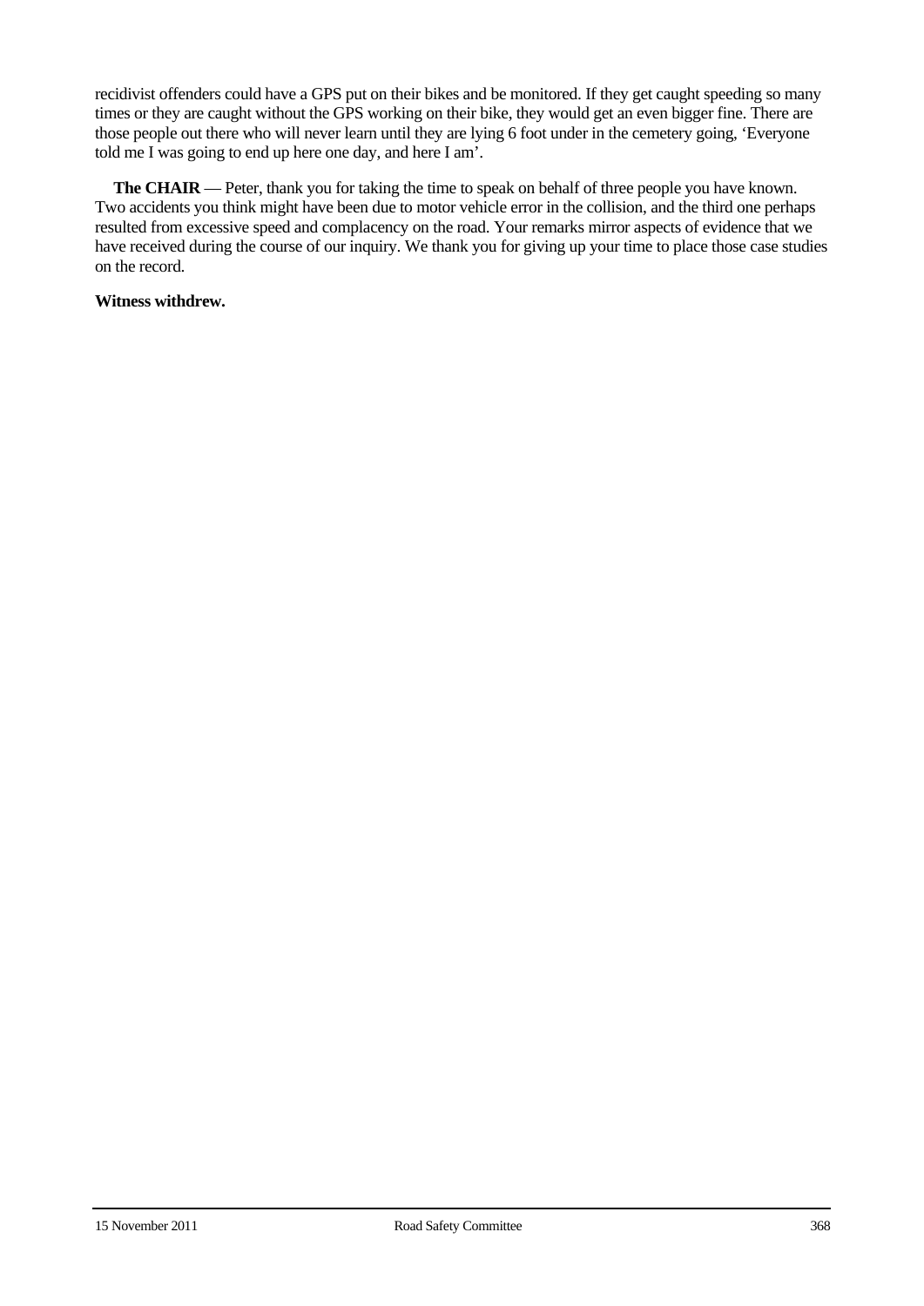recidivist offenders could have a GPS put on their bikes and be monitored. If they get caught speeding so many times or they are caught without the GPS working on their bike, they would get an even bigger fine. There are those people out there who will never learn until they are lying 6 foot under in the cemetery going, 'Everyone told me I was going to end up here one day, and here I am'.

**The CHAIR** — Peter, thank you for taking the time to speak on behalf of three people you have known. Two accidents you think might have been due to motor vehicle error in the collision, and the third one perhaps resulted from excessive speed and complacency on the road. Your remarks mirror aspects of evidence that we have received during the course of our inquiry. We thank you for giving up your time to place those case studies on the record.

**Witness withdrew.**